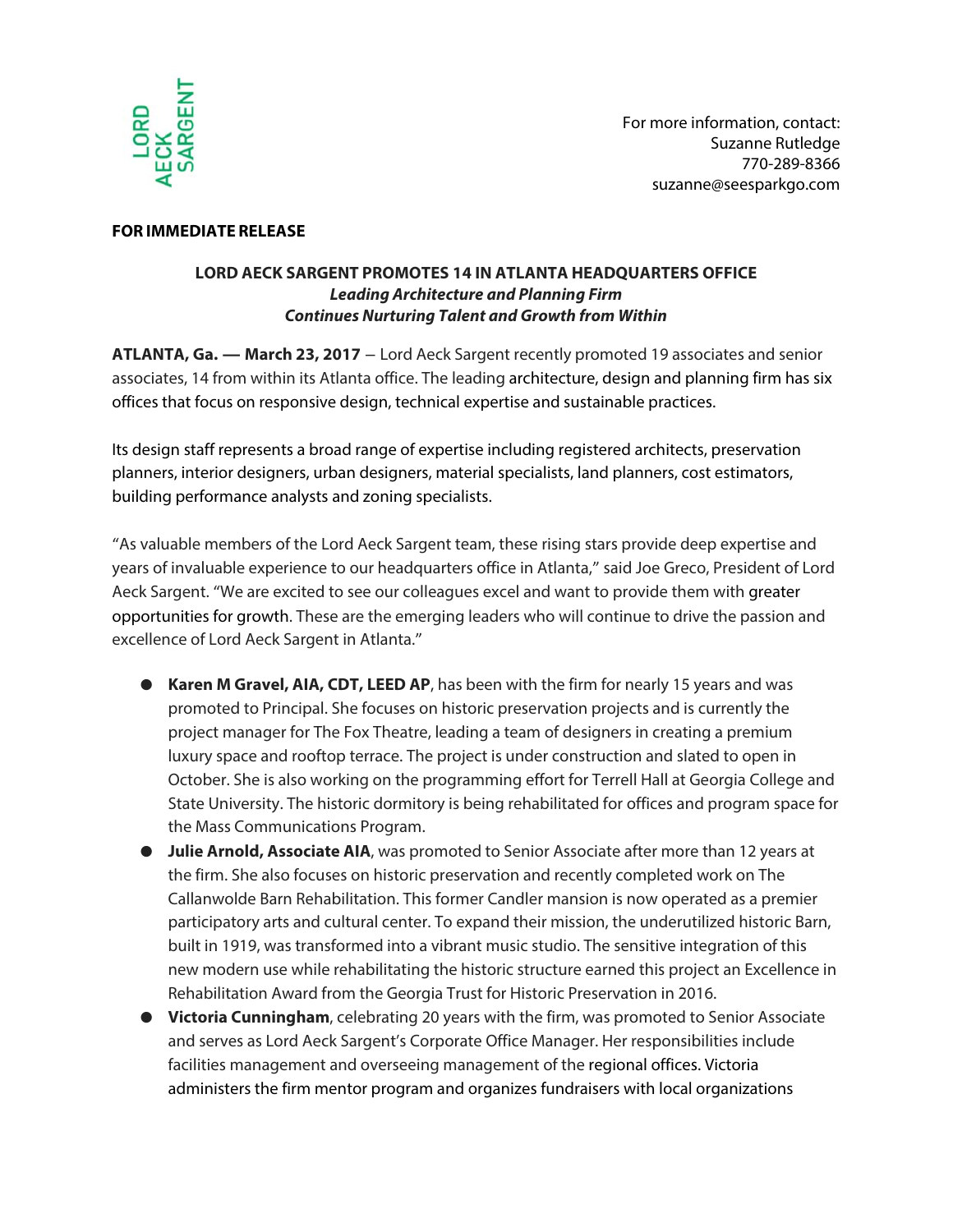LORD AECK SARGENT

For more information, contact:
Suzanne Rutledge
770-289-8366
suzanne@seesparkgo.com

**FOR IMMEDIATE RELEASE**

**LORD AECK SARGENT PROMOTES 14 IN ATLANTA HEADQUARTERS OFFICE**
***Leading Architecture and Planning Firm***
***Continues Nurturing Talent and Growth from Within***

**ATLANTA, Ga. — March 23, 2017** – Lord Aeck Sargent recently promoted 19 associates and senior associates, 14 from within its Atlanta office. The leading architecture, design and planning firm has six offices that focus on responsive design, technical expertise and sustainable practices.

Its design staff represents a broad range of expertise including registered architects, preservation planners, interior designers, urban designers, material specialists, land planners, cost estimators, building performance analysts and zoning specialists.

"As valuable members of the Lord Aeck Sargent team, these rising stars provide deep expertise and years of invaluable experience to our headquarters office in Atlanta," said Joe Greco, President of Lord Aeck Sargent. "We are excited to see our colleagues excel and want to provide them with greater opportunities for growth. These are the emerging leaders who will continue to drive the passion and excellence of Lord Aeck Sargent in Atlanta."

- **Karen M Gravel, AIA, CDT, LEED AP**, has been with the firm for nearly 15 years and was promoted to Principal. She focuses on historic preservation projects and is currently the project manager for The Fox Theatre, leading a team of designers in creating a premium luxury space and rooftop terrace. The project is under construction and slated to open in October. She is also working on the programming effort for Terrell Hall at Georgia College and State University. The historic dormitory is being rehabilitated for offices and program space for the Mass Communications Program.
- **Julie Arnold, Associate AIA**, was promoted to Senior Associate after more than 12 years at the firm. She also focuses on historic preservation and recently completed work on The Callanwolde Barn Rehabilitation. This former Candler mansion is now operated as a premier participatory arts and cultural center. To expand their mission, the underutilized historic Barn, built in 1919, was transformed into a vibrant music studio. The sensitive integration of this new modern use while rehabilitating the historic structure earned this project an Excellence in Rehabilitation Award from the Georgia Trust for Historic Preservation in 2016.
- **Victoria Cunningham**, celebrating 20 years with the firm, was promoted to Senior Associate and serves as Lord Aeck Sargent's Corporate Office Manager. Her responsibilities include facilities management and overseeing management of the regional offices. Victoria administers the firm mentor program and organizes fundraisers with local organizations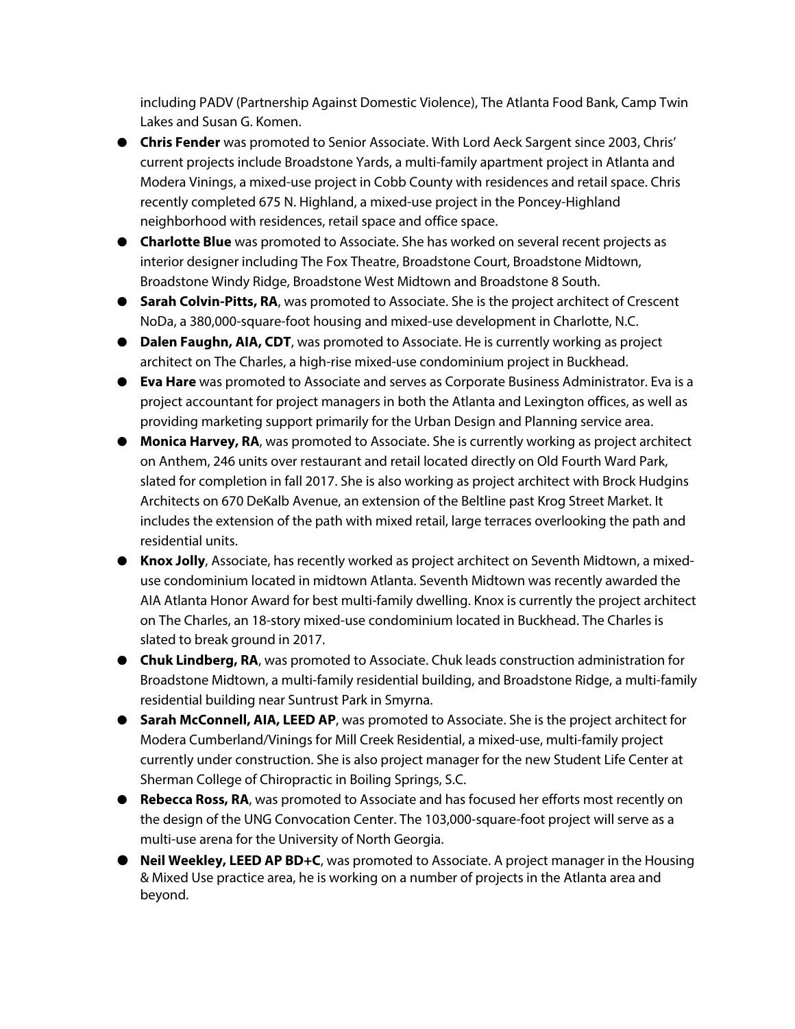including PADV (Partnership Against Domestic Violence), The Atlanta Food Bank, Camp Twin Lakes and Susan G. Komen.

- **Chris Fender** was promoted to Senior Associate. With Lord Aeck Sargent since 2003, Chris' current projects include Broadstone Yards, a multi-family apartment project in Atlanta and Modera Vinings, a mixed-use project in Cobb County with residences and retail space. Chris recently completed 675 N. Highland, a mixed-use project in the Poncey-Highland neighborhood with residences, retail space and office space.
- **Charlotte Blue** was promoted to Associate. She has worked on several recent projects as interior designer including The Fox Theatre, Broadstone Court, Broadstone Midtown, Broadstone Windy Ridge, Broadstone West Midtown and Broadstone 8 South.
- **Sarah Colvin-Pitts, RA**, was promoted to Associate. She is the project architect of Crescent NoDa, a 380,000-square-foot housing and mixed-use development in Charlotte, N.C.
- **Dalen Faughn, AIA, CDT**, was promoted to Associate. He is currently working as project architect on The Charles, a high-rise mixed-use condominium project in Buckhead.
- **Eva Hare** was promoted to Associate and serves as Corporate Business Administrator. Eva is a project accountant for project managers in both the Atlanta and Lexington offices, as well as providing marketing support primarily for the Urban Design and Planning service area.
- **Monica Harvey, RA**, was promoted to Associate. She is currently working as project architect on Anthem, 246 units over restaurant and retail located directly on Old Fourth Ward Park, slated for completion in fall 2017. She is also working as project architect with Brock Hudgins Architects on 670 DeKalb Avenue, an extension of the Beltline past Krog Street Market. It includes the extension of the path with mixed retail, large terraces overlooking the path and residential units.
- **Knox Jolly**, Associate, has recently worked as project architect on Seventh Midtown, a mixed-use condominium located in midtown Atlanta. Seventh Midtown was recently awarded the AIA Atlanta Honor Award for best multi-family dwelling. Knox is currently the project architect on The Charles, an 18-story mixed-use condominium located in Buckhead. The Charles is slated to break ground in 2017.
- **Chuk Lindberg, RA**, was promoted to Associate. Chuk leads construction administration for Broadstone Midtown, a multi-family residential building, and Broadstone Ridge, a multi-family residential building near Suntrust Park in Smyrna.
- **Sarah McConnell, AIA, LEED AP**, was promoted to Associate. She is the project architect for Modera Cumberland/Vinings for Mill Creek Residential, a mixed-use, multi-family project currently under construction. She is also project manager for the new Student Life Center at Sherman College of Chiropractic in Boiling Springs, S.C.
- **Rebecca Ross, RA**, was promoted to Associate and has focused her efforts most recently on the design of the UNG Convocation Center. The 103,000-square-foot project will serve as a multi-use arena for the University of North Georgia.
- **Neil Weekley, LEED AP BD+C**, was promoted to Associate. A project manager in the Housing & Mixed Use practice area, he is working on a number of projects in the Atlanta area and beyond.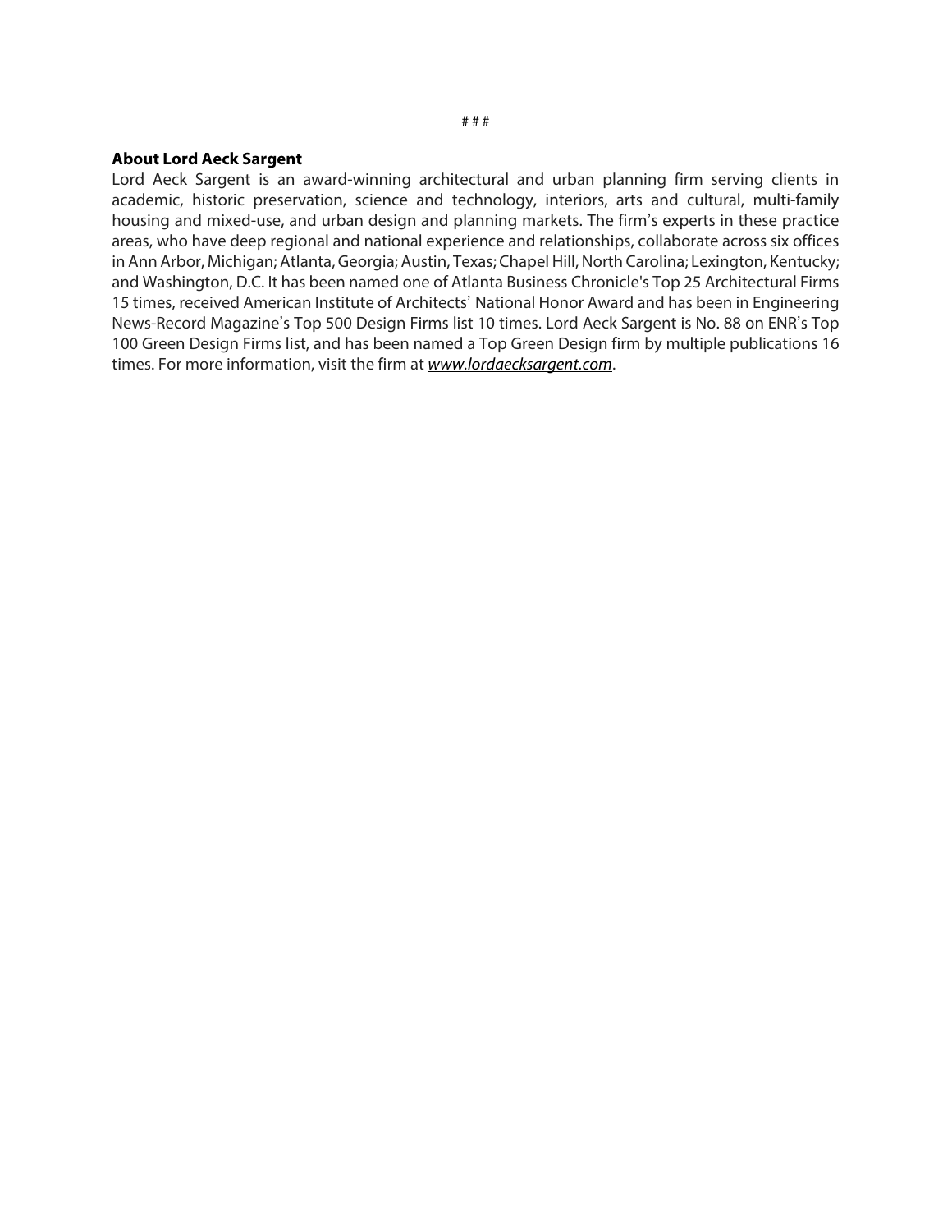# # #

**About Lord Aeck Sargent**

Lord Aeck Sargent is an award-winning architectural and urban planning firm serving clients in academic, historic preservation, science and technology, interiors, arts and cultural, multi-family housing and mixed-use, and urban design and planning markets. The firm's experts in these practice areas, who have deep regional and national experience and relationships, collaborate across six offices in Ann Arbor, Michigan; Atlanta, Georgia; Austin, Texas; Chapel Hill, North Carolina; Lexington, Kentucky; and Washington, D.C. It has been named one of Atlanta Business Chronicle's Top 25 Architectural Firms 15 times, received American Institute of Architects' National Honor Award and has been in Engineering News-Record Magazine's Top 500 Design Firms list 10 times. Lord Aeck Sargent is No. 88 on ENR's Top 100 Green Design Firms list, and has been named a Top Green Design firm by multiple publications 16 times. For more information, visit the firm at *www.lordaecksargent.com*.